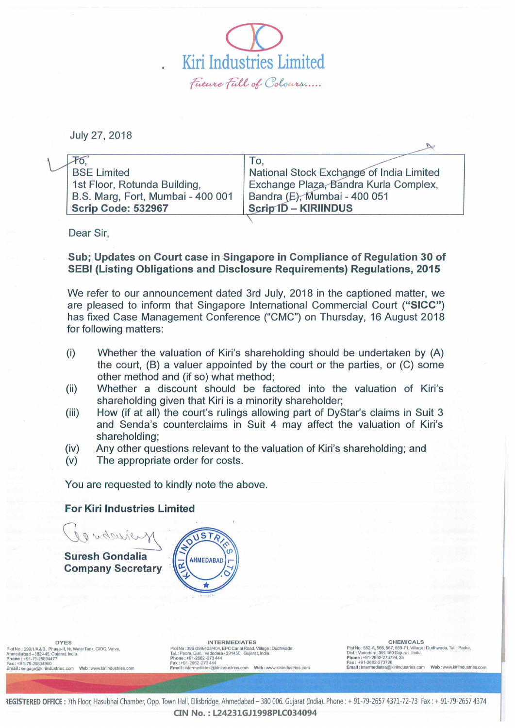# Kiri Industries Limited

*Future Full of Colours.....*

July 27, 2018

| To, BSE Limited 1st Floor, Rotunda Building, B.S. Marg, Fort, Mumbai - 400 001 **Scrip Code: 532967** | To, National Stock Exchange of India Limited Exchange Plaza, Bandra Kurla Complex, Bandra (E), Mumbai - 400 051 **Scrip ID – KIRIINDUS** |
|---|---|

Dear Sir,

**Sub; Updates on Court case in Singapore in Compliance of Regulation 30 of SEBI (Listing Obligations and Disclosure Requirements) Regulations, 2015**

We refer to our announcement dated 3rd July, 2018 in the captioned matter, we are pleased to inform that Singapore International Commercial Court (**"SICC"**) has fixed Case Management Conference ("CMC") on Thursday, 16 August 2018 for following matters:

(i) Whether the valuation of Kiri's shareholding should be undertaken by (A) the court, (B) a valuer appointed by the court or the parties, or (C) some other method and (if so) what method;

(ii) Whether a discount should be factored into the valuation of Kiri's shareholding given that Kiri is a minority shareholder;

(iii) How (if at all) the court's rulings allowing part of DyStar's claims in Suit 3 and Senda's counterclaims in Suit 4 may affect the valuation of Kiri's shareholding;

(iv) Any other questions relevant to the valuation of Kiri's shareholding; and

(v) The appropriate order for costs.

You are requested to kindly note the above.

**For Kiri Industries Limited**

**Suresh Gondalia**
**Company Secretary**

**DYES**
Plot No : 299/1/A & B, Phase-II, Nr. Water Tank, GIDC, Vatva, Ahmedabad – 382 445, Gujarat, India.
**Phone :** +91-79-25894477
**Fax :** +91-79-25834960
**Email :** engage@kiriindustries.com **Web :** www.kiriindustries.com

**INTERMEDIATES**
Plot No : 396 /399/403/404, EPC Canal Road, Village : Dudhwada, Tal. : Padra, Dist. : Vadodara - 391450. Gujarat, India.
**Phone :** +91-2662-273 444
**Fax :** +91-2662-273 444
**Email :** intermediates@kiriindustries.com **Web :** www.kiriindustries.com

**CHEMICALS**
Plot No : 552-A, 566, 567, 569-71, Village : Dudhwada, Tal. : Padra, Dist. : Vadodara - 391 450 Gujarat, India.
**Phone :** +91-2662-273724, 25
**Fax :** +91-2662-273726
**Email :** intermediates@kiriindustries.com **Web :** www.kiriindustries.com

**REGISTERED OFFICE :** 7th Floor, Hasubhai Chamber, Opp. Town Hall, Ellisbridge, Ahmedabad – 380 006. Gujarat (India). Phone : + 91-79-2657 4371-72-73 Fax : + 91-79-2657 4374

**CIN No. : L24231GJ1998PLC034094**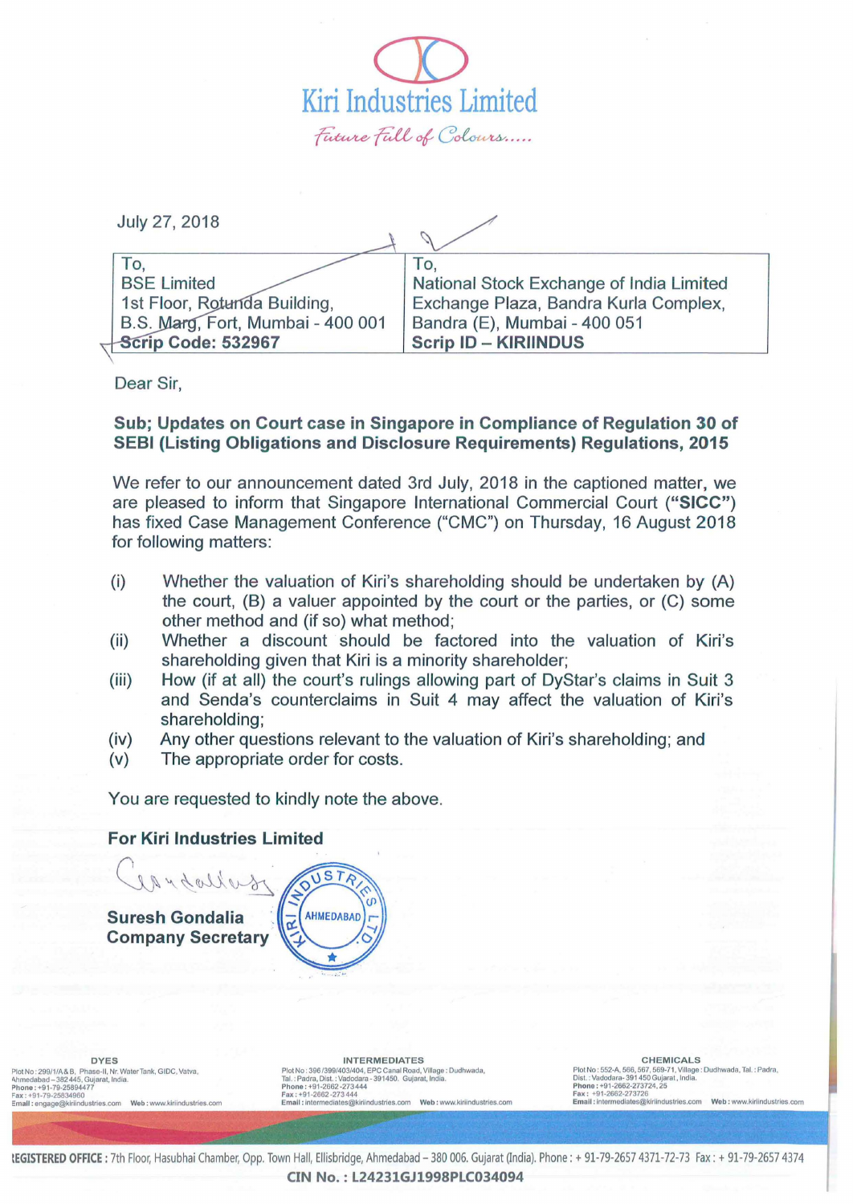# Kiri Industries Limited

*Future Full of Colours.....*

July 27, 2018

| To, | To, |
|---|---|
| BSE Limited<br>1st Floor, Rotunda Building,<br>B.S. Marg, Fort, Mumbai - 400 001<br>**Scrip Code: 532967** | National Stock Exchange of India Limited<br>Exchange Plaza, Bandra Kurla Complex,<br>Bandra (E), Mumbai - 400 051<br>**Scrip ID – KIRIINDUS** |

Dear Sir,

**Sub; Updates on Court case in Singapore in Compliance of Regulation 30 of SEBI (Listing Obligations and Disclosure Requirements) Regulations, 2015**

We refer to our announcement dated 3rd July, 2018 in the captioned matter, we are pleased to inform that Singapore International Commercial Court (**"SICC"**) has fixed Case Management Conference ("CMC") on Thursday, 16 August 2018 for following matters:

(i) Whether the valuation of Kiri's shareholding should be undertaken by (A) the court, (B) a valuer appointed by the court or the parties, or (C) some other method and (if so) what method;

(ii) Whether a discount should be factored into the valuation of Kiri's shareholding given that Kiri is a minority shareholder;

(iii) How (if at all) the court's rulings allowing part of DyStar's claims in Suit 3 and Senda's counterclaims in Suit 4 may affect the valuation of Kiri's shareholding;

(iv) Any other questions relevant to the valuation of Kiri's shareholding; and

(v) The appropriate order for costs.

You are requested to kindly note the above.

**For Kiri Industries Limited**

**Suresh Gondalia**
**Company Secretary**

KIRI INDUSTRIES LTD. AHMEDABAD

**DYES**
Plot No : 299/1/A & B, Phase-II, Nr. Water Tank, GIDC, Vatva, Ahmedabad – 382 445, Gujarat, India.
Phone : +91-79-25894477
Fax : +91-79-25834960
Email : engage@kiriindustries.com Web : www.kiriindustries.com

**INTERMEDIATES**
Plot No : 396 /399/403/404, EPC Canal Road, Village : Dudhwada, Tal. : Padra, Dist. : Vadodara - 391450. Gujarat, India.
Phone : +91-2662-273 444
Fax : +91-2662-273 444
Email : intermediates@kiriindustries.com Web : www.kiriindustries.com

**CHEMICALS**
Plot No : 552-A, 566, 567, 569-71, Village : Dudhwada, Tal. : Padra, Dist. : Vadodara- 391 450 Gujarat, India.
Phone : +91-2662-273724, 25
Fax : +91-2662-273726
Email : intermediates@kiriindustries.com Web : www.kiriindustries.com

**REGISTERED OFFICE :** 7th Floor, Hasubhai Chamber, Opp. Town Hall, Ellisbridge, Ahmedabad – 380 006. Gujarat (India). Phone : + 91-79-2657 4371-72-73 Fax : + 91-79-2657 4374

**CIN No. : L24231GJ1998PLC034094**